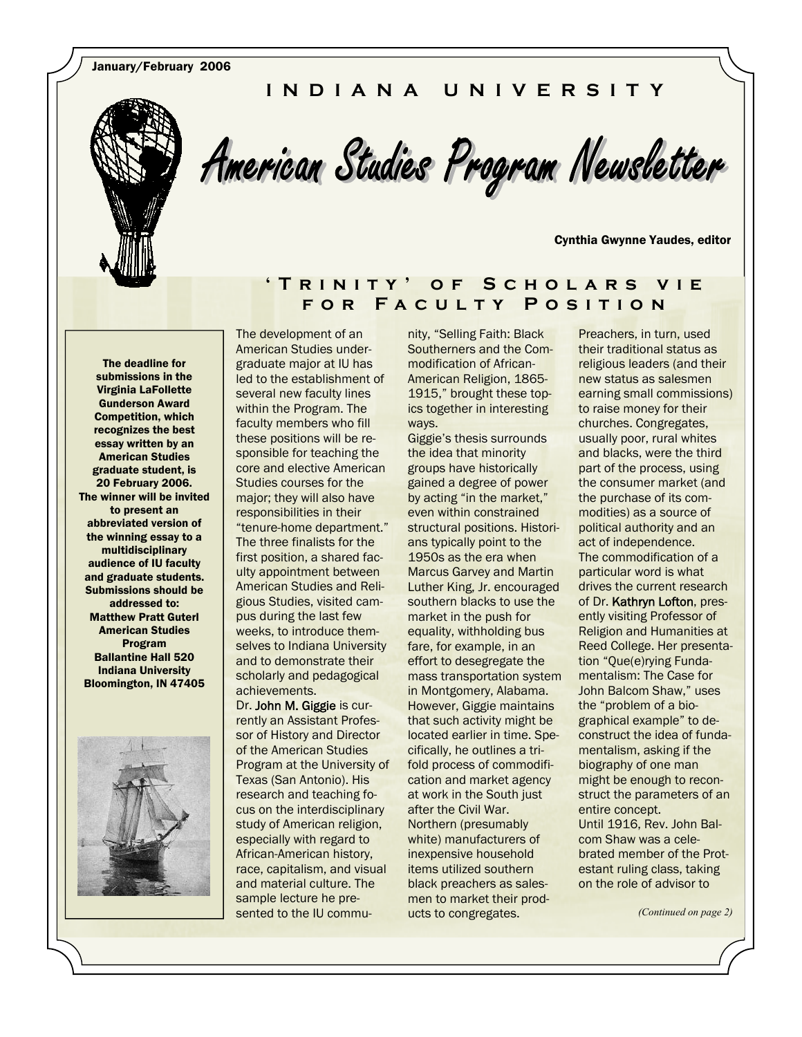January/February 2006

INDIANA UNIVERSITY

# American Studies Program Newsletter

**Cynthia Gwynne Yaudes, editor**

**The deadline for submissions in the Virginia LaFollette Gunderson Award Competition, which recognizes the best essay written by an American Studies graduate student, is 20 February 2006. The winner will be invited to present an abbreviated version of the winning essay to a multidisciplinary audience of IU faculty and graduate students. Submissions should be addressed to: Matthew Pratt Guterl American Studies Program Ballantine Hall 520 Indiana University Bloomington, IN 47405**

## 'Trinity' of Scholars vie for Faculty Position

The development of an American Studies undergraduate major at IU has led to the establishment of several new faculty lines within the Program. The faculty members who fill these positions will be responsible for teaching the core and elective American Studies courses for the major; they will also have responsibilities in their "tenure-home department." The three finalists for the first position, a shared faculty appointment between American Studies and Religious Studies, visited campus during the last few weeks, to introduce themselves to Indiana University and to demonstrate their scholarly and pedagogical achievements.

Dr. **John M. Giggie** is currently an Assistant Professor of History and Director of the American Studies Program at the University of Texas (San Antonio). His research and teaching focus on the interdisciplinary study of American religion, especially with regard to African-American history, race, capitalism, and visual and material culture. The sample lecture he presented to the IU community, "Selling Faith: Black Southerners and the Commodification of African-American Religion, 1865-1915," brought these topics together in interesting ways.

Giggie's thesis surrounds the idea that minority groups have historically gained a degree of power by acting "in the market," even within constrained structural positions. Historians typically point to the 1950s as the era when Marcus Garvey and Martin Luther King, Jr. encouraged southern blacks to use the market in the push for equality, withholding bus fare, for example, in an effort to desegregate the mass transportation system in Montgomery, Alabama. However, Giggie maintains that such activity might be located earlier in time. Specifically, he outlines a trifold process of commodification and market agency at work in the South just after the Civil War.

Northern (presumably white) manufacturers of inexpensive household items utilized southern black preachers as salesmen to market their products to congregates. Preachers, in turn, used their traditional status as religious leaders (and their new status as salesmen earning small commissions) to raise money for their churches. Congregates, usually poor, rural whites and blacks, were the third part of the process, using the consumer market (and the purchase of its commodities) as a source of political authority and an act of independence.

The commodification of a particular word is what drives the current research of Dr. **Kathryn Lofton**, presently visiting Professor of Religion and Humanities at Reed College. Her presentation "Que(e)rying Fundamentalism: The Case for John Balcom Shaw," uses the "problem of a biographical example" to deconstruct the idea of fundamentalism, asking if the biography of one man might be enough to reconstruct the parameters of an entire concept.

Until 1916, Rev. John Balcom Shaw was a celebrated member of the Protestant ruling class, taking on the role of advisor to

*(Continued on page 2)*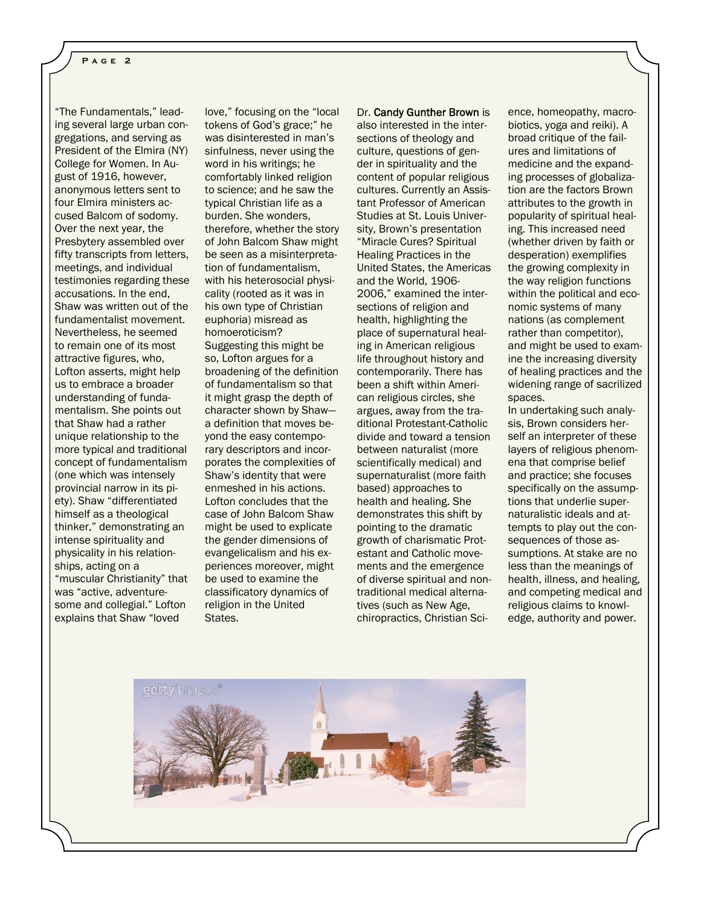"The Fundamentals," leading several large urban congregations, and serving as President of the Elmira (NY) College for Women. In August of 1916, however, anonymous letters sent to four Elmira ministers accused Balcom of sodomy. Over the next year, the Presbytery assembled over fifty transcripts from letters, meetings, and individual testimonies regarding these accusations. In the end, Shaw was written out of the fundamentalist movement. Nevertheless, he seemed to remain one of its most attractive figures, who, Lofton asserts, might help us to embrace a broader understanding of fundamentalism. She points out that Shaw had a rather unique relationship to the more typical and traditional concept of fundamentalism (one which was intensely provincial narrow in its piety). Shaw "differentiated himself as a theological thinker," demonstrating an intense spirituality and physicality in his relationships, acting on a "muscular Christianity" that was "active, adventuresome and collegial." Lofton explains that Shaw "loved love," focusing on the "local tokens of God's grace;" he was disinterested in man's sinfulness, never using the word in his writings; he comfortably linked religion to science; and he saw the typical Christian life as a burden. She wonders, therefore, whether the story of John Balcom Shaw might be seen as a misinterpretation of fundamentalism, with his heterosocial physicality (rooted as it was in his own type of Christian euphoria) misread as homoeroticism? Suggesting this might be so, Lofton argues for a broadening of the definition of fundamentalism so that it might grasp the depth of character shown by Shaw—a definition that moves beyond the easy contemporary descriptors and incorporates the complexities of Shaw's identity that were enmeshed in his actions. Lofton concludes that the case of John Balcom Shaw might be used to explicate the gender dimensions of evangelicalism and his experiences moreover, might be used to examine the classificatory dynamics of religion in the United States.

Dr. **Candy Gunther Brown** is also interested in the intersections of theology and culture, questions of gender in spirituality and the content of popular religious cultures. Currently an Assistant Professor of American Studies at St. Louis University, Brown's presentation "Miracle Cures? Spiritual Healing Practices in the United States, the Americas and the World, 1906-2006," examined the intersections of religion and health, highlighting the place of supernatural healing in American religious life throughout history and contemporarily. There has been a shift within American religious circles, she argues, away from the traditional Protestant-Catholic divide and toward a tension between naturalist (more scientifically medical) and supernaturalist (more faith based) approaches to health and healing. She demonstrates this shift by pointing to the dramatic growth of charismatic Protestant and Catholic movements and the emergence of diverse spiritual and nontraditional medical alternatives (such as New Age, chiropractics, Christian Science, homeopathy, macrobiotics, yoga and reiki). A broad critique of the failures and limitations of medicine and the expanding processes of globalization are the factors Brown attributes to the growth in popularity of spiritual healing. This increased need (whether driven by faith or desperation) exemplifies the growing complexity in the way religion functions within the political and economic systems of many nations (as complement rather than competitor), and might be used to examine the increasing diversity of healing practices and the widening range of sacrilized spaces.

In undertaking such analysis, Brown considers herself an interpreter of these layers of religious phenomena that comprise belief and practice; she focuses specifically on the assumptions that underlie supernaturalistic ideals and attempts to play out the consequences of those assumptions. At stake are no less than the meanings of health, illness, and healing, and competing medical and religious claims to knowledge, authority and power.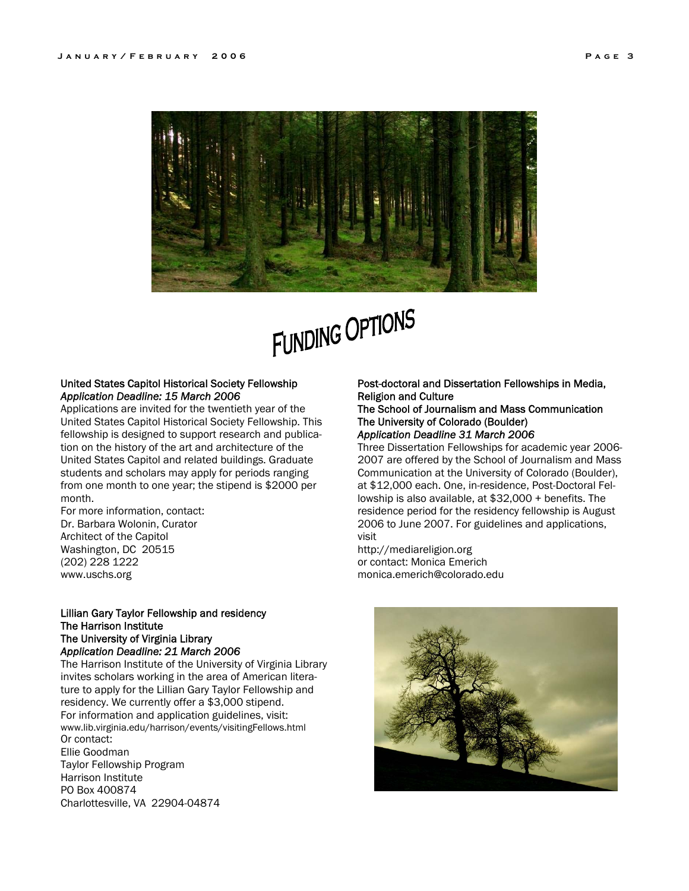# FUNDING OPTIONS

**United States Capitol Historical Society Fellowship**
***Application Deadline: 15 March 2006***

Applications are invited for the twentieth year of the United States Capitol Historical Society Fellowship. This fellowship is designed to support research and publication on the history of the art and architecture of the United States Capitol and related buildings. Graduate students and scholars may apply for periods ranging from one month to one year; the stipend is $2000 per month.

For more information, contact:
Dr. Barbara Wolonin, Curator
Architect of the Capitol
Washington, DC 20515
(202) 228 1222
www.uschs.org

**Lillian Gary Taylor Fellowship and residency**
**The Harrison Institute**
**The University of Virginia Library**
***Application Deadline: 21 March 2006***

The Harrison Institute of the University of Virginia Library invites scholars working in the area of American literature to apply for the Lillian Gary Taylor Fellowship and residency. We currently offer a $3,000 stipend.

For information and application guidelines, visit:
www.lib.virginia.edu/harrison/events/visitingFellows.html
Or contact:
Ellie Goodman
Taylor Fellowship Program
Harrison Institute
PO Box 400874
Charlottesville, VA 22904-04874

**Post-doctoral and Dissertation Fellowships in Media, Religion and Culture**
**The School of Journalism and Mass Communication**
**The University of Colorado (Boulder)**
***Application Deadline 31 March 2006***

Three Dissertation Fellowships for academic year 2006-2007 are offered by the School of Journalism and Mass Communication at the University of Colorado (Boulder), at $12,000 each. One, in-residence, Post-Doctoral Fellowship is also available, at $32,000 + benefits. The residence period for the residency fellowship is August 2006 to June 2007. For guidelines and applications, visit
http://mediareligion.org
or contact: Monica Emerich
monica.emerich@colorado.edu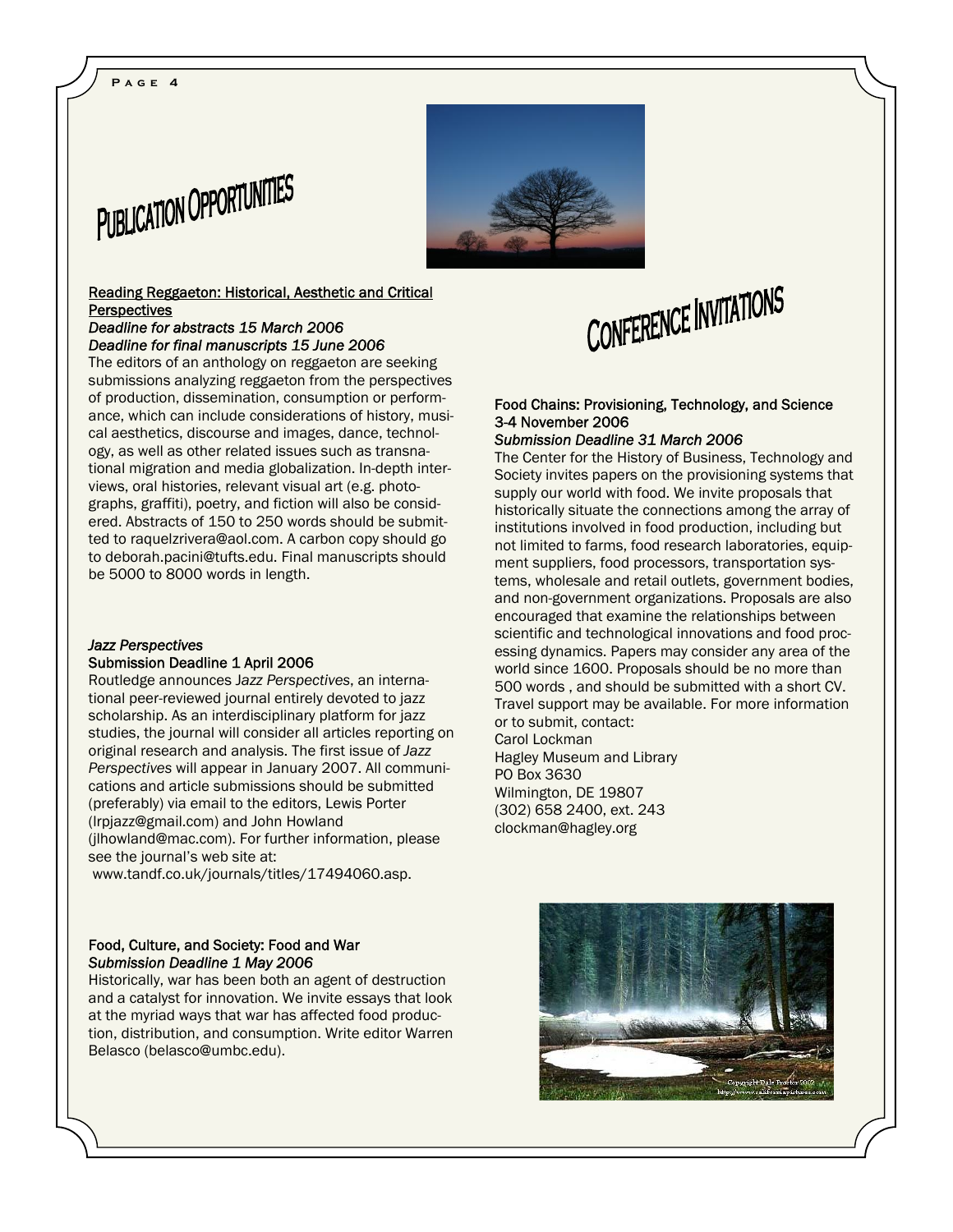# Publication Opportunities

Reading Reggaeton: Historical, Aesthetic and Critical Perspectives

*Deadline for abstracts 15 March 2006*
*Deadline for final manuscripts 15 June 2006*

The editors of an anthology on reggaeton are seeking submissions analyzing reggaeton from the perspectives of production, dissemination, consumption or performance, which can include considerations of history, musical aesthetics, discourse and images, dance, technology, as well as other related issues such as transnational migration and media globalization. In-depth interviews, oral histories, relevant visual art (e.g. photographs, graffiti), poetry, and fiction will also be considered. Abstracts of 150 to 250 words should be submitted to raquelzrivera@aol.com. A carbon copy should go to deborah.pacini@tufts.edu. Final manuscripts should be 5000 to 8000 words in length.

*Jazz Perspectives*
Submission Deadline 1 April 2006

Routledge announces *Jazz Perspectives*, an international peer-reviewed journal entirely devoted to jazz scholarship. As an interdisciplinary platform for jazz studies, the journal will consider all articles reporting on original research and analysis. The first issue of *Jazz Perspectives* will appear in January 2007. All communications and article submissions should be submitted (preferably) via email to the editors, Lewis Porter (lrpjazz@gmail.com) and John Howland (jlhowland@mac.com). For further information, please see the journal's web site at: www.tandf.co.uk/journals/titles/17494060.asp.

Food, Culture, and Society: Food and War
*Submission Deadline 1 May 2006*

Historically, war has been both an agent of destruction and a catalyst for innovation. We invite essays that look at the myriad ways that war has affected food production, distribution, and consumption. Write editor Warren Belasco (belasco@umbc.edu).

# Conference Invitations

Food Chains: Provisioning, Technology, and Science
3-4 November 2006
*Submission Deadline 31 March 2006*

The Center for the History of Business, Technology and Society invites papers on the provisioning systems that supply our world with food. We invite proposals that historically situate the connections among the array of institutions involved in food production, including but not limited to farms, food research laboratories, equipment suppliers, food processors, transportation systems, wholesale and retail outlets, government bodies, and non-government organizations. Proposals are also encouraged that examine the relationships between scientific and technological innovations and food processing dynamics. Papers may consider any area of the world since 1600. Proposals should be no more than 500 words , and should be submitted with a short CV. Travel support may be available. For more information or to submit, contact:

Carol Lockman
Hagley Museum and Library
PO Box 3630
Wilmington, DE 19807
(302) 658 2400, ext. 243
clockman@hagley.org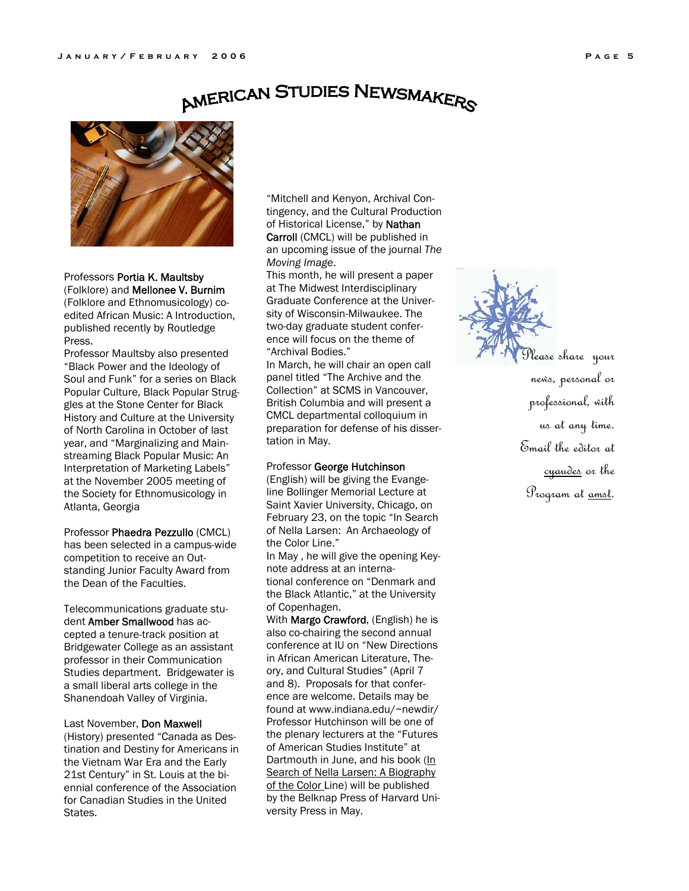# American Studies Newsmakers

Professors **Portia K. Maultsby** (Folklore) and **Mellonee V. Burnim** (Folklore and Ethnomusicology) co-edited African Music: A Introduction, published recently by Routledge Press.

Professor Maultsby also presented "Black Power and the Ideology of Soul and Funk" for a series on Black Popular Culture, Black Popular Struggles at the Stone Center for Black History and Culture at the University of North Carolina in October of last year, and "Marginalizing and Mainstreaming Black Popular Music: An Interpretation of Marketing Labels" at the November 2005 meeting of the Society for Ethnomusicology in Atlanta, Georgia

Professor **Phaedra Pezzullo** (CMCL) has been selected in a campus-wide competition to receive an Outstanding Junior Faculty Award from the Dean of the Faculties.

Telecommunications graduate student **Amber Smallwood** has accepted a tenure-track position at Bridgewater College as an assistant professor in their Communication Studies department. Bridgewater is a small liberal arts college in the Shanendoah Valley of Virginia.

Last November, **Don Maxwell** (History) presented "Canada as Destination and Destiny for Americans in the Vietnam War Era and the Early 21st Century" in St. Louis at the biennial conference of the Association for Canadian Studies in the United States.

"Mitchell and Kenyon, Archival Contingency, and the Cultural Production of Historical License," by **Nathan Carroll** (CMCL) will be published in an upcoming issue of the journal *The Moving Image*.

This month, he will present a paper at The Midwest Interdisciplinary Graduate Conference at the University of Wisconsin-Milwaukee. The two-day graduate student conference will focus on the theme of "Archival Bodies."

In March, he will chair an open call panel titled "The Archive and the Collection" at SCMS in Vancouver, British Columbia and will present a CMCL departmental colloquium in preparation for defense of his dissertation in May.

Professor **George Hutchinson** (English) will be giving the Evangeline Bollinger Memorial Lecture at Saint Xavier University, Chicago, on February 23, on the topic "In Search of Nella Larsen: An Archaeology of the Color Line."

In May , he will give the opening Keynote address at an international conference on "Denmark and the Black Atlantic," at the University of Copenhagen.

With **Margo Crawford**, (English) he is also co-chairing the second annual conference at IU on "New Directions in African American Literature, Theory, and Cultural Studies" (April 7 and 8). Proposals for that conference are welcome. Details may be found at www.indiana.edu/~newdir/

Professor Hutchinson will be one of the plenary lecturers at the "Futures of American Studies Institute" at Dartmouth in June, and his book (In Search of Nella Larsen: A Biography of the Color Line) will be published by the Belknap Press of Harvard University Press in May.

*Please share your news, personal or professional, with us at any time. Email the editor at cyaudes or the Program at amst.*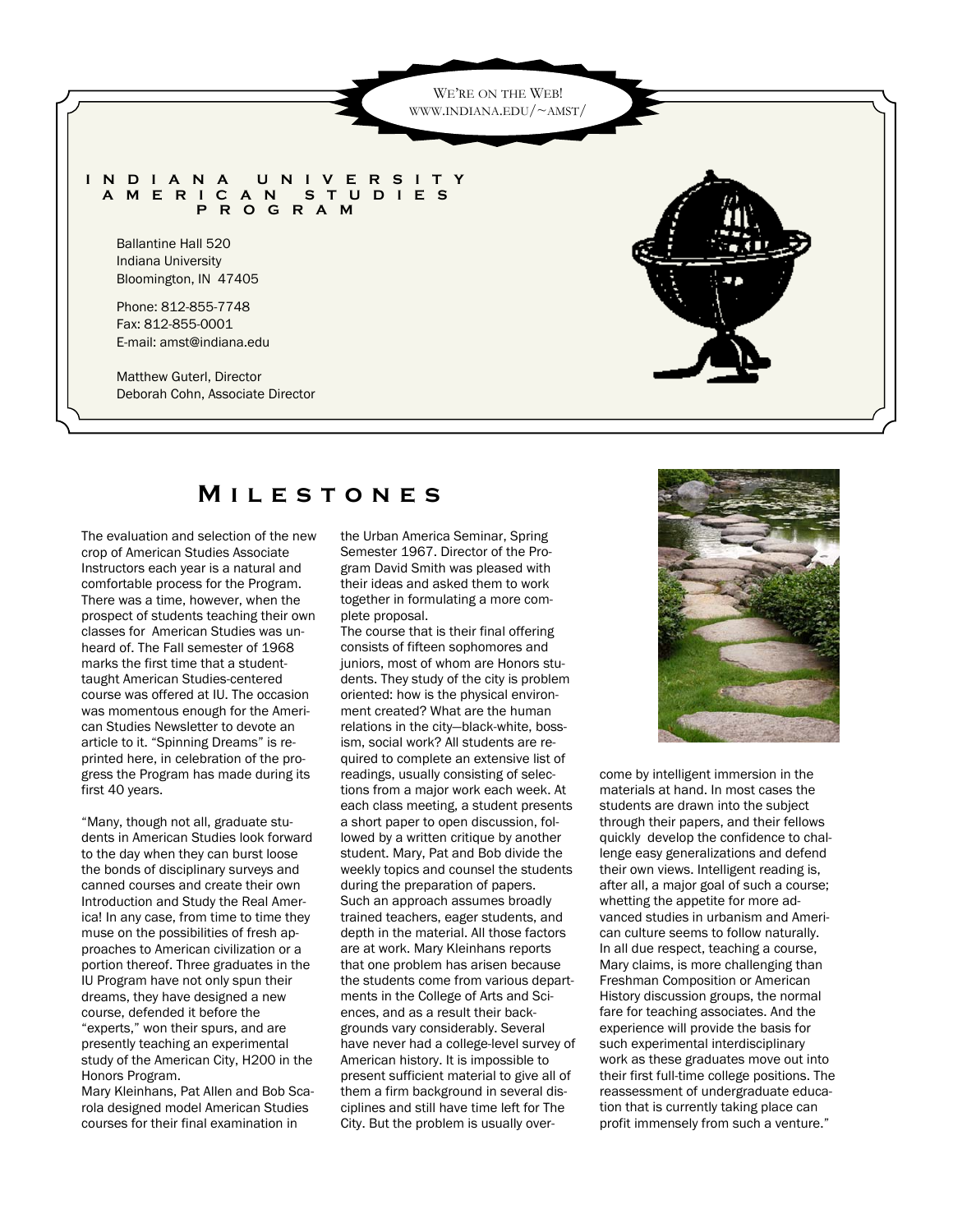WE'RE ON THE WEB!
WWW.INDIANA.EDU/~AMST/

**INDIANA UNIVERSITY AMERICAN STUDIES PROGRAM**

Ballantine Hall 520
Indiana University
Bloomington, IN 47405

Phone: 812-855-7748
Fax: 812-855-0001
E-mail: amst@indiana.edu

Matthew Guterl, Director
Deborah Cohn, Associate Director

# Milestones

The evaluation and selection of the new crop of American Studies Associate Instructors each year is a natural and comfortable process for the Program. There was a time, however, when the prospect of students teaching their own classes for American Studies was unheard of. The Fall semester of 1968 marks the first time that a student-taught American Studies-centered course was offered at IU. The occasion was momentous enough for the American Studies Newsletter to devote an article to it. "Spinning Dreams" is reprinted here, in celebration of the progress the Program has made during its first 40 years.

"Many, though not all, graduate students in American Studies look forward to the day when they can burst loose the bonds of disciplinary surveys and canned courses and create their own Introduction and Study the Real America! In any case, from time to time they muse on the possibilities of fresh approaches to American civilization or a portion thereof. Three graduates in the IU Program have not only spun their dreams, they have designed a new course, defended it before the "experts," won their spurs, and are presently teaching an experimental study of the American City, H200 in the Honors Program.

Mary Kleinhans, Pat Allen and Bob Scarola designed model American Studies courses for their final examination in the Urban America Seminar, Spring Semester 1967. Director of the Program David Smith was pleased with their ideas and asked them to work together in formulating a more complete proposal.

The course that is their final offering consists of fifteen sophomores and juniors, most of whom are Honors students. They study of the city is problem oriented: how is the physical environment created? What are the human relations in the city—black-white, bossism, social work? All students are required to complete an extensive list of readings, usually consisting of selections from a major work each week. At each class meeting, a student presents a short paper to open discussion, followed by a written critique by another student. Mary, Pat and Bob divide the weekly topics and counsel the students during the preparation of papers.

Such an approach assumes broadly trained teachers, eager students, and depth in the material. All those factors are at work. Mary Kleinhans reports that one problem has arisen because the students come from various departments in the College of Arts and Sciences, and as a result their backgrounds vary considerably. Several have never had a college-level survey of American history. It is impossible to present sufficient material to give all of them a firm background in several disciplines and still have time left for The City. But the problem is usually overcome by intelligent immersion in the materials at hand. In most cases the students are drawn into the subject through their papers, and their fellows quickly develop the confidence to challenge easy generalizations and defend their own views. Intelligent reading is, after all, a major goal of such a course; whetting the appetite for more advanced studies in urbanism and American culture seems to follow naturally.

In all due respect, teaching a course, Mary claims, is more challenging than Freshman Composition or American History discussion groups, the normal fare for teaching associates. And the experience will provide the basis for such experimental interdisciplinary work as these graduates move out into their first full-time college positions. The reassessment of undergraduate education that is currently taking place can profit immensely from such a venture."